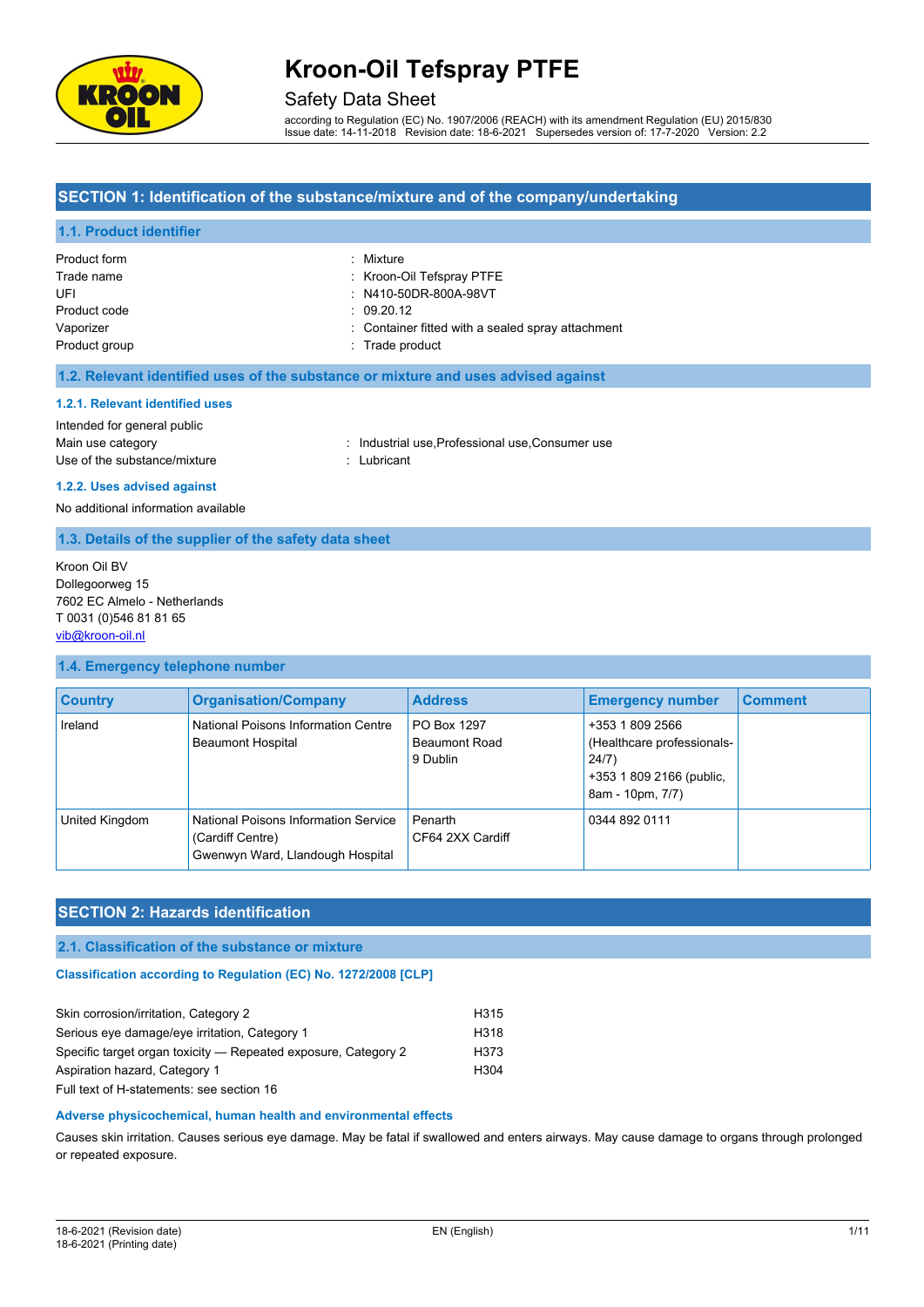# Kroon-Oil Tefspray PTFE

Safety Data Sheet

according to Regulation (EC) No. 1907/2006 (REACH) with its amendment Regulation (EU) 2015/830
Issue date: 14-11-2018 Revision date: 18-6-2021 Supersedes version of: 17-7-2020 Version: 2.2

## SECTION 1: Identification of the substance/mixture and of the company/undertaking

### 1.1. Product identifier

| | |
|---|---|
| Product form | : Mixture |
| Trade name | : Kroon-Oil Tefspray PTFE |
| UFI | : N410-50DR-800A-98VT |
| Product code | : 09.20.12 |
| Vaporizer | : Container fitted with a sealed spray attachment |
| Product group | : Trade product |

### 1.2. Relevant identified uses of the substance or mixture and uses advised against

#### 1.2.1. Relevant identified uses

Intended for general public

| | |
|---|---|
| Main use category | : Industrial use,Professional use,Consumer use |
| Use of the substance/mixture | : Lubricant |

#### 1.2.2. Uses advised against

No additional information available

### 1.3. Details of the supplier of the safety data sheet

Kroon Oil BV
Dollegoorweg 15
7602 EC Almelo - Netherlands
T 0031 (0)546 81 81 65
vib@kroon-oil.nl

### 1.4. Emergency telephone number

| Country | Organisation/Company | Address | Emergency number | Comment |
|---|---|---|---|---|
| Ireland | National Poisons Information Centre Beaumont Hospital | PO Box 1297 Beaumont Road 9 Dublin | +353 1 809 2566 (Healthcare professionals- 24/7) +353 1 809 2166 (public, 8am - 10pm, 7/7) | |
| United Kingdom | National Poisons Information Service (Cardiff Centre) Gwenwyn Ward, Llandough Hospital | Penarth CF64 2XX Cardiff | 0344 892 0111 | |

## SECTION 2: Hazards identification

### 2.1. Classification of the substance or mixture

#### Classification according to Regulation (EC) No. 1272/2008 [CLP]

| | |
|---|---|
| Skin corrosion/irritation, Category 2 | H315 |
| Serious eye damage/eye irritation, Category 1 | H318 |
| Specific target organ toxicity — Repeated exposure, Category 2 | H373 |
| Aspiration hazard, Category 1 | H304 |

Full text of H-statements: see section 16

#### Adverse physicochemical, human health and environmental effects

Causes skin irritation. Causes serious eye damage. May be fatal if swallowed and enters airways. May cause damage to organs through prolonged or repeated exposure.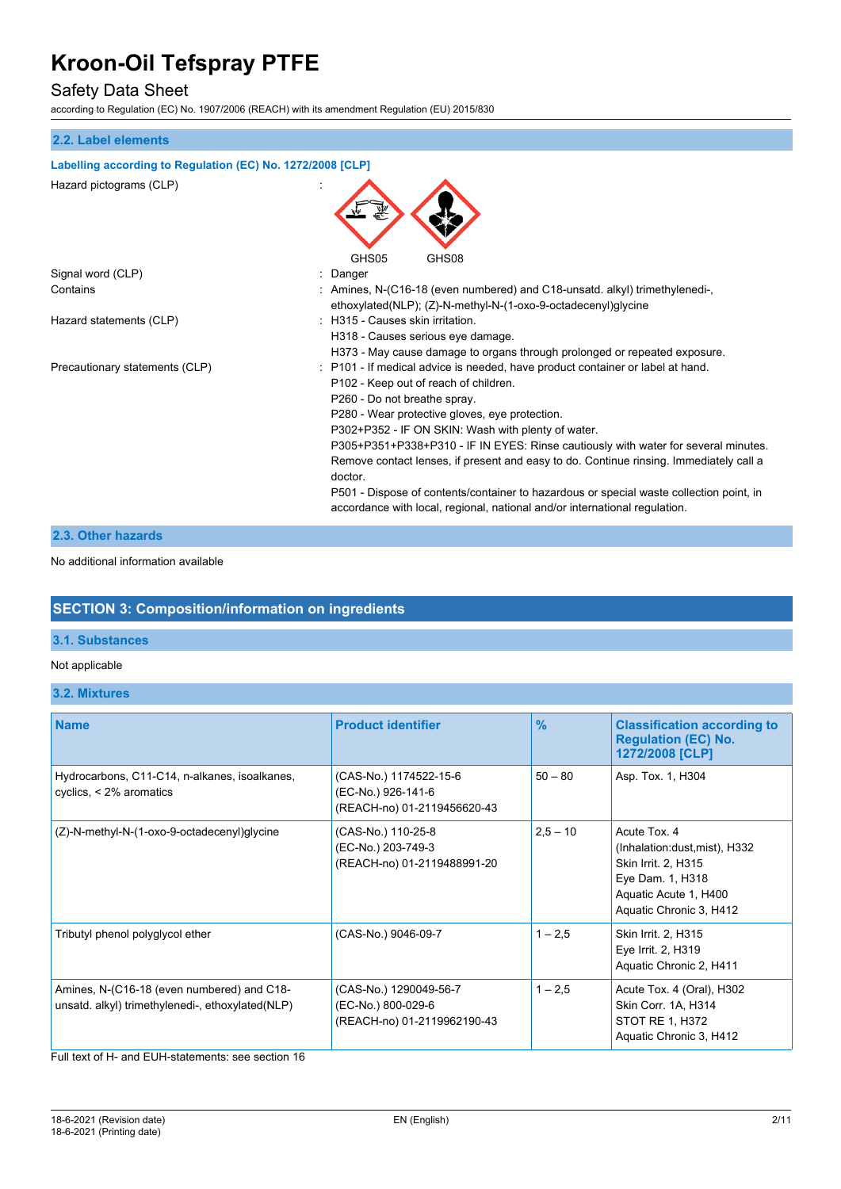## 2.2. Label elements

### Labelling according to Regulation (EC) No. 1272/2008 [CLP]

Hazard pictograms (CLP) :

GHS05 GHS08

Signal word (CLP) : Danger

Contains : Amines, N-(C16-18 (even numbered) and C18-unsatd. alkyl) trimethylenedi-, ethoxylated(NLP); (Z)-N-methyl-N-(1-oxo-9-octadecenyl)glycine

Hazard statements (CLP) :
H315 - Causes skin irritation.
H318 - Causes serious eye damage.
H373 - May cause damage to organs through prolonged or repeated exposure.

Precautionary statements (CLP) :
P101 - If medical advice is needed, have product container or label at hand.
P102 - Keep out of reach of children.
P260 - Do not breathe spray.
P280 - Wear protective gloves, eye protection.
P302+P352 - IF ON SKIN: Wash with plenty of water.
P305+P351+P338+P310 - IF IN EYES: Rinse cautiously with water for several minutes. Remove contact lenses, if present and easy to do. Continue rinsing. Immediately call a doctor.
P501 - Dispose of contents/container to hazardous or special waste collection point, in accordance with local, regional, national and/or international regulation.

## 2.3. Other hazards

No additional information available

# SECTION 3: Composition/information on ingredients

## 3.1. Substances

Not applicable

## 3.2. Mixtures

| Name | Product identifier | % | Classification according to Regulation (EC) No. 1272/2008 [CLP] |
|---|---|---|---|
| Hydrocarbons, C11-C14, n-alkanes, isoalkanes, cyclics, < 2% aromatics | (CAS-No.) 1174522-15-6<br>(EC-No.) 926-141-6<br>(REACH-no) 01-2119456620-43 | 50 – 80 | Asp. Tox. 1, H304 |
| (Z)-N-methyl-N-(1-oxo-9-octadecenyl)glycine | (CAS-No.) 110-25-8<br>(EC-No.) 203-749-3<br>(REACH-no) 01-2119488991-20 | 2,5 – 10 | Acute Tox. 4 (Inhalation:dust,mist), H332<br>Skin Irrit. 2, H315<br>Eye Dam. 1, H318<br>Aquatic Acute 1, H400<br>Aquatic Chronic 3, H412 |
| Tributyl phenol polyglycol ether | (CAS-No.) 9046-09-7 | 1 – 2,5 | Skin Irrit. 2, H315<br>Eye Irrit. 2, H319<br>Aquatic Chronic 2, H411 |
| Amines, N-(C16-18 (even numbered) and C18-unsatd. alkyl) trimethylenedi-, ethoxylated(NLP) | (CAS-No.) 1290049-56-7<br>(EC-No.) 800-029-6<br>(REACH-no) 01-2119962190-43 | 1 – 2,5 | Acute Tox. 4 (Oral), H302<br>Skin Corr. 1A, H314<br>STOT RE 1, H372<br>Aquatic Chronic 3, H412 |

Full text of H- and EUH-statements: see section 16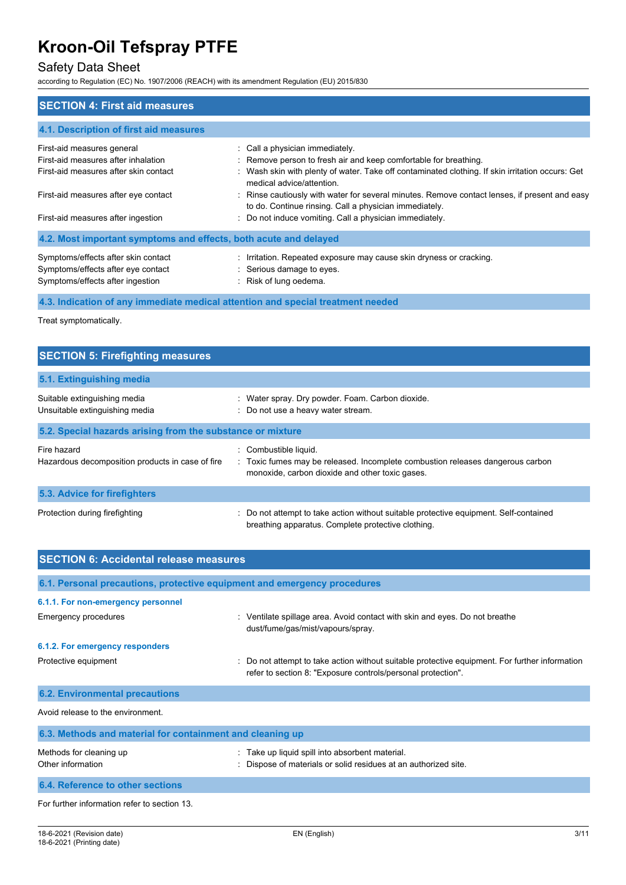## SECTION 4: First aid measures

### 4.1. Description of first aid measures

| | |
|---|---|
| First-aid measures general | : Call a physician immediately. |
| First-aid measures after inhalation | : Remove person to fresh air and keep comfortable for breathing. |
| First-aid measures after skin contact | : Wash skin with plenty of water. Take off contaminated clothing. If skin irritation occurs: Get medical advice/attention. |
| First-aid measures after eye contact | : Rinse cautiously with water for several minutes. Remove contact lenses, if present and easy to do. Continue rinsing. Call a physician immediately. |
| First-aid measures after ingestion | : Do not induce vomiting. Call a physician immediately. |

### 4.2. Most important symptoms and effects, both acute and delayed

| | |
|---|---|
| Symptoms/effects after skin contact | : Irritation. Repeated exposure may cause skin dryness or cracking. |
| Symptoms/effects after eye contact | : Serious damage to eyes. |
| Symptoms/effects after ingestion | : Risk of lung oedema. |

### 4.3. Indication of any immediate medical attention and special treatment needed

Treat symptomatically.

## SECTION 5: Firefighting measures

### 5.1. Extinguishing media

| | |
|---|---|
| Suitable extinguishing media | : Water spray. Dry powder. Foam. Carbon dioxide. |
| Unsuitable extinguishing media | : Do not use a heavy water stream. |

### 5.2. Special hazards arising from the substance or mixture

| | |
|---|---|
| Fire hazard | : Combustible liquid. |
| Hazardous decomposition products in case of fire | : Toxic fumes may be released. Incomplete combustion releases dangerous carbon monoxide, carbon dioxide and other toxic gases. |

### 5.3. Advice for firefighters

| | |
|---|---|
| Protection during firefighting | : Do not attempt to take action without suitable protective equipment. Self-contained breathing apparatus. Complete protective clothing. |

## SECTION 6: Accidental release measures

### 6.1. Personal precautions, protective equipment and emergency procedures

#### 6.1.1. For non-emergency personnel

| | |
|---|---|
| Emergency procedures | : Ventilate spillage area. Avoid contact with skin and eyes. Do not breathe dust/fume/gas/mist/vapours/spray. |

#### 6.1.2. For emergency responders

| | |
|---|---|
| Protective equipment | : Do not attempt to take action without suitable protective equipment. For further information refer to section 8: "Exposure controls/personal protection". |

### 6.2. Environmental precautions

Avoid release to the environment.

### 6.3. Methods and material for containment and cleaning up

| | |
|---|---|
| Methods for cleaning up | : Take up liquid spill into absorbent material. |
| Other information | : Dispose of materials or solid residues at an authorized site. |

### 6.4. Reference to other sections

For further information refer to section 13.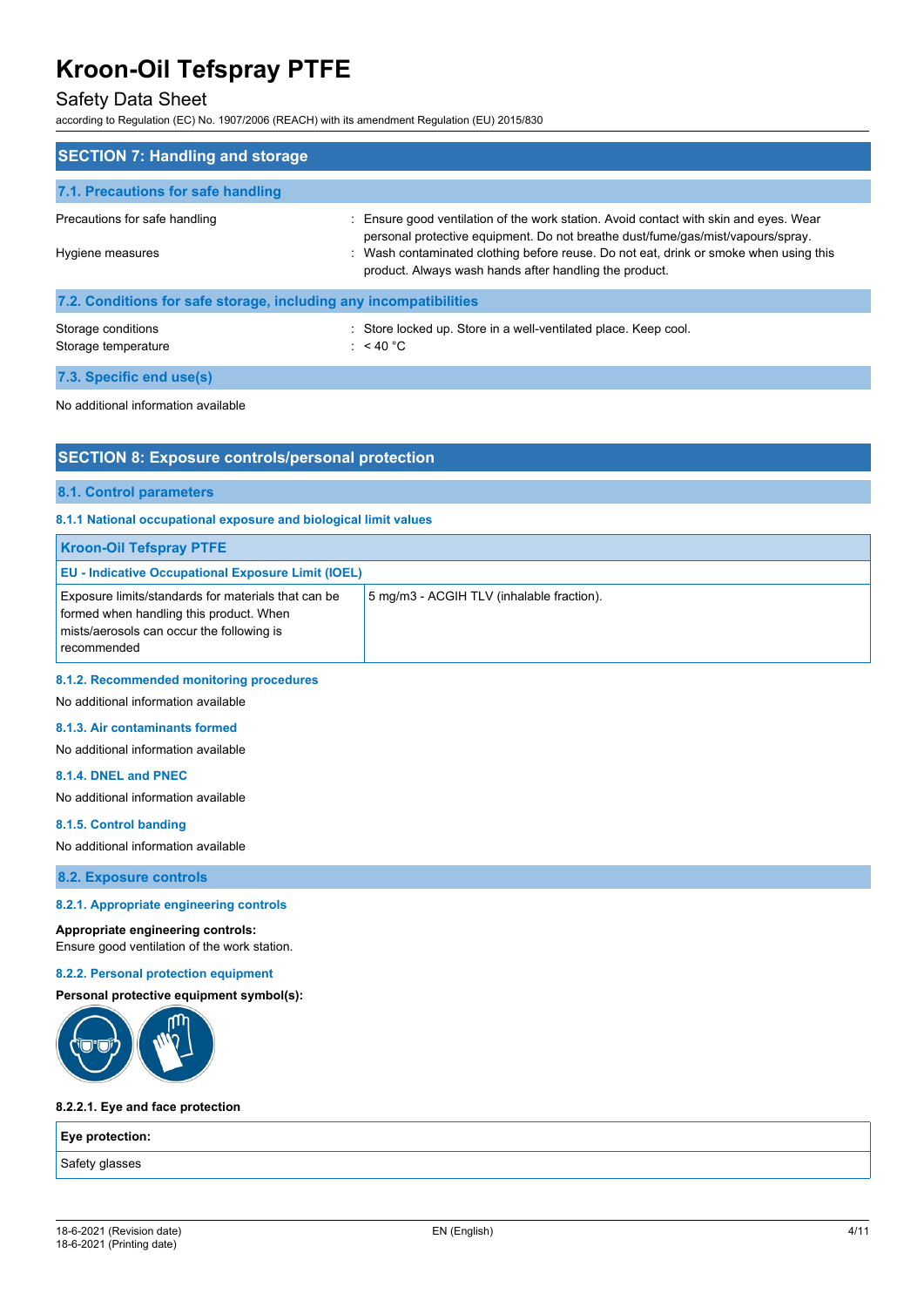## SECTION 7: Handling and storage

### 7.1. Precautions for safe handling

Precautions for safe handling : Ensure good ventilation of the work station. Avoid contact with skin and eyes. Wear personal protective equipment. Do not breathe dust/fume/gas/mist/vapours/spray.

Hygiene measures : Wash contaminated clothing before reuse. Do not eat, drink or smoke when using this product. Always wash hands after handling the product.

### 7.2. Conditions for safe storage, including any incompatibilities

Storage conditions : Store locked up. Store in a well-ventilated place. Keep cool.

Storage temperature : < 40 °C

### 7.3. Specific end use(s)

No additional information available

## SECTION 8: Exposure controls/personal protection

### 8.1. Control parameters

#### 8.1.1 National occupational exposure and biological limit values

| Kroon-Oil Tefspray PTFE | |
|---|---|
| **EU - Indicative Occupational Exposure Limit (IOEL)** | |
| Exposure limits/standards for materials that can be formed when handling this product. When mists/aerosols can occur the following is recommended | 5 mg/m3 - ACGIH TLV (inhalable fraction). |

#### 8.1.2. Recommended monitoring procedures

No additional information available

#### 8.1.3. Air contaminants formed

No additional information available

#### 8.1.4. DNEL and PNEC

No additional information available

#### 8.1.5. Control banding

No additional information available

### 8.2. Exposure controls

#### 8.2.1. Appropriate engineering controls

**Appropriate engineering controls:**
Ensure good ventilation of the work station.

#### 8.2.2. Personal protection equipment

**Personal protective equipment symbol(s):**

**8.2.2.1. Eye and face protection**

| Eye protection: |
|---|
| Safety glasses |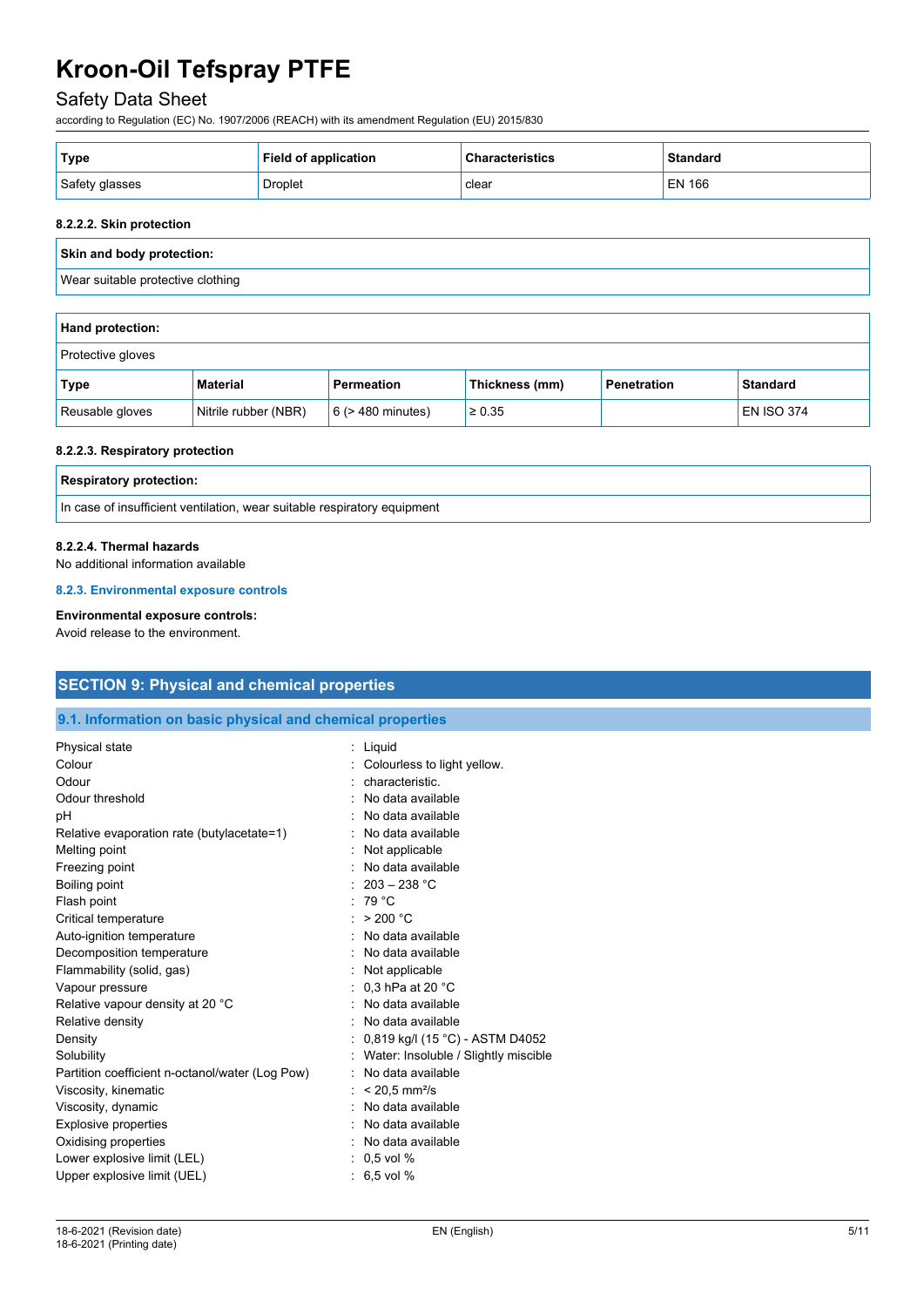| Type | Field of application | Characteristics | Standard |
|---|---|---|---|
| Safety glasses | Droplet | clear | EN 166 |

#### 8.2.2.2. Skin protection

| Skin and body protection: |
|---|
| Wear suitable protective clothing |

| Hand protection: | | | | | |
|---|---|---|---|---|---|
| Protective gloves | | | | | |
| **Type** | **Material** | **Permeation** | **Thickness (mm)** | **Penetration** | **Standard** |
| Reusable gloves | Nitrile rubber (NBR) | 6 (> 480 minutes) | ≥ 0.35 | | EN ISO 374 |

#### 8.2.2.3. Respiratory protection

| Respiratory protection: |
|---|
| In case of insufficient ventilation, wear suitable respiratory equipment |

#### 8.2.2.4. Thermal hazards

No additional information available

### 8.2.3. Environmental exposure controls

**Environmental exposure controls:**

Avoid release to the environment.

## SECTION 9: Physical and chemical properties

### 9.1. Information on basic physical and chemical properties

| | |
|---|---|
| Physical state | : Liquid |
| Colour | : Colourless to light yellow. |
| Odour | : characteristic. |
| Odour threshold | : No data available |
| pH | : No data available |
| Relative evaporation rate (butylacetate=1) | : No data available |
| Melting point | : Not applicable |
| Freezing point | : No data available |
| Boiling point | : 203 – 238 °C |
| Flash point | : 79 °C |
| Critical temperature | : > 200 °C |
| Auto-ignition temperature | : No data available |
| Decomposition temperature | : No data available |
| Flammability (solid, gas) | : Not applicable |
| Vapour pressure | : 0,3 hPa at 20 °C |
| Relative vapour density at 20 °C | : No data available |
| Relative density | : No data available |
| Density | : 0,819 kg/l (15 °C) - ASTM D4052 |
| Solubility | : Water: Insoluble / Slightly miscible |
| Partition coefficient n-octanol/water (Log Pow) | : No data available |
| Viscosity, kinematic | : < 20,5 mm²/s |
| Viscosity, dynamic | : No data available |
| Explosive properties | : No data available |
| Oxidising properties | : No data available |
| Lower explosive limit (LEL) | : 0,5 vol % |
| Upper explosive limit (UEL) | : 6,5 vol % |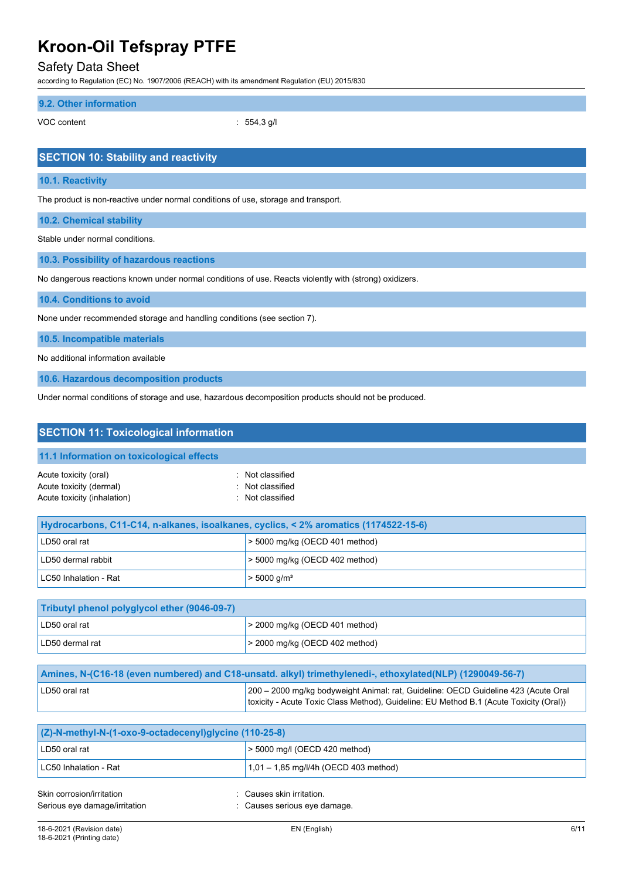## 9.2. Other information

VOC content : 554,3 g/l

## SECTION 10: Stability and reactivity

### 10.1. Reactivity

The product is non-reactive under normal conditions of use, storage and transport.

### 10.2. Chemical stability

Stable under normal conditions.

### 10.3. Possibility of hazardous reactions

No dangerous reactions known under normal conditions of use. Reacts violently with (strong) oxidizers.

### 10.4. Conditions to avoid

None under recommended storage and handling conditions (see section 7).

### 10.5. Incompatible materials

No additional information available

### 10.6. Hazardous decomposition products

Under normal conditions of storage and use, hazardous decomposition products should not be produced.

## SECTION 11: Toxicological information

### 11.1 Information on toxicological effects

Acute toxicity (oral) : Not classified
Acute toxicity (dermal) : Not classified
Acute toxicity (inhalation) : Not classified

| Hydrocarbons, C11-C14, n-alkanes, isoalkanes, cyclics, < 2% aromatics (1174522-15-6) | |
|---|---|
| LD50 oral rat | > 5000 mg/kg (OECD 401 method) |
| LD50 dermal rabbit | > 5000 mg/kg (OECD 402 method) |
| LC50 Inhalation - Rat | > 5000 g/m³ |

| Tributyl phenol polyglycol ether (9046-09-7) | |
|---|---|
| LD50 oral rat | > 2000 mg/kg (OECD 401 method) |
| LD50 dermal rat | > 2000 mg/kg (OECD 402 method) |

| Amines, N-(C16-18 (even numbered) and C18-unsatd. alkyl) trimethylenedi-, ethoxylated(NLP) (1290049-56-7) | |
|---|---|
| LD50 oral rat | 200 – 2000 mg/kg bodyweight Animal: rat, Guideline: OECD Guideline 423 (Acute Oral toxicity - Acute Toxic Class Method), Guideline: EU Method B.1 (Acute Toxicity (Oral)) |

| (Z)-N-methyl-N-(1-oxo-9-octadecenyl)glycine (110-25-8) | |
|---|---|
| LD50 oral rat | > 5000 mg/l (OECD 420 method) |
| LC50 Inhalation - Rat | 1,01 – 1,85 mg/l/4h (OECD 403 method) |

Skin corrosion/irritation : Causes skin irritation.
Serious eye damage/irritation : Causes serious eye damage.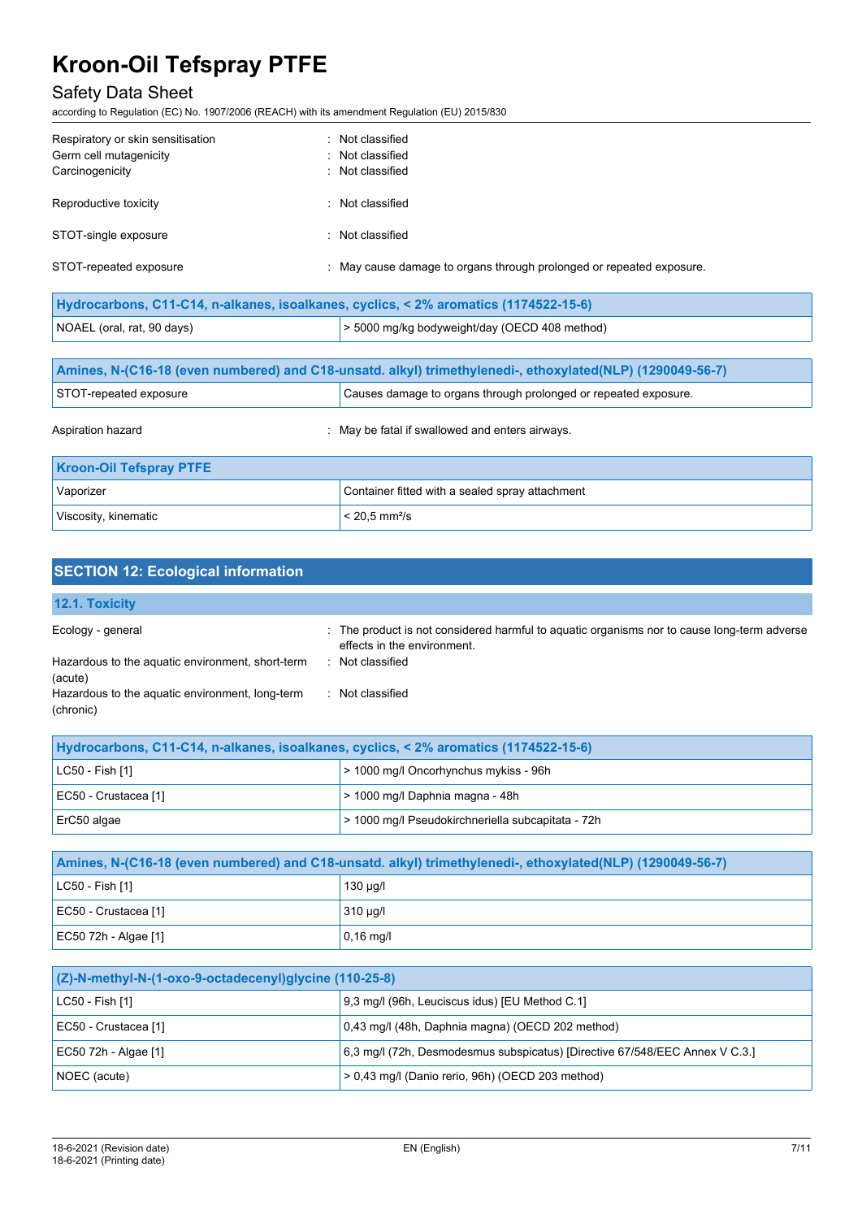| | |
|---|---|
| Respiratory or skin sensitisation | : Not classified |
| Germ cell mutagenicity | : Not classified |
| Carcinogenicity | : Not classified |
| Reproductive toxicity | : Not classified |
| STOT-single exposure | : Not classified |
| STOT-repeated exposure | : May cause damage to organs through prolonged or repeated exposure. |

| Hydrocarbons, C11-C14, n-alkanes, isoalkanes, cyclics, < 2% aromatics (1174522-15-6) | |
|---|---|
| NOAEL (oral, rat, 90 days) | > 5000 mg/kg bodyweight/day (OECD 408 method) |

| Amines, N-(C16-18 (even numbered) and C18-unsatd. alkyl) trimethylenedi-, ethoxylated(NLP) (1290049-56-7) | |
|---|---|
| STOT-repeated exposure | Causes damage to organs through prolonged or repeated exposure. |

| | |
|---|---|
| Aspiration hazard | : May be fatal if swallowed and enters airways. |

| Kroon-Oil Tefspray PTFE | |
|---|---|
| Vaporizer | Container fitted with a sealed spray attachment |
| Viscosity, kinematic | < 20,5 $mm^2/s$ |

## SECTION 12: Ecological information

### 12.1. Toxicity

| | |
|---|---|
| Ecology - general | : The product is not considered harmful to aquatic organisms nor to cause long-term adverse effects in the environment. |
| Hazardous to the aquatic environment, short-term (acute) | : Not classified |
| Hazardous to the aquatic environment, long-term (chronic) | : Not classified |

| Hydrocarbons, C11-C14, n-alkanes, isoalkanes, cyclics, < 2% aromatics (1174522-15-6) | |
|---|---|
| LC50 - Fish [1] | > 1000 mg/l Oncorhynchus mykiss - 96h |
| EC50 - Crustacea [1] | > 1000 mg/l Daphnia magna - 48h |
| ErC50 algae | > 1000 mg/l Pseudokirchneriella subcapitata - 72h |

| Amines, N-(C16-18 (even numbered) and C18-unsatd. alkyl) trimethylenedi-, ethoxylated(NLP) (1290049-56-7) | |
|---|---|
| LC50 - Fish [1] | 130 µg/l |
| EC50 - Crustacea [1] | 310 µg/l |
| EC50 72h - Algae [1] | 0,16 mg/l |

| (Z)-N-methyl-N-(1-oxo-9-octadecenyl)glycine (110-25-8) | |
|---|---|
| LC50 - Fish [1] | 9,3 mg/l (96h, Leuciscus idus) [EU Method C.1] |
| EC50 - Crustacea [1] | 0,43 mg/l (48h, Daphnia magna) (OECD 202 method) |
| EC50 72h - Algae [1] | 6,3 mg/l (72h, Desmodesmus subspicatus) [Directive 67/548/EEC Annex V C.3.] |
| NOEC (acute) | > 0,43 mg/l (Danio rerio, 96h) (OECD 203 method) |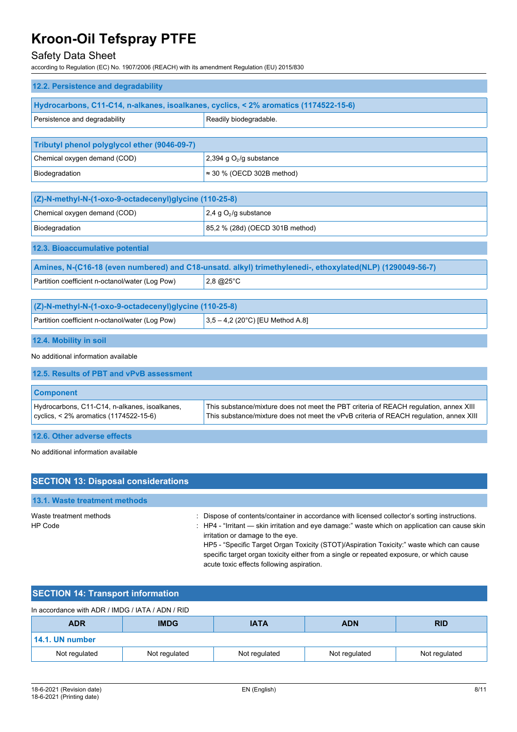### 12.2. Persistence and degradability

| Hydrocarbons, C11-C14, n-alkanes, isoalkanes, cyclics, < 2% aromatics (1174522-15-6) | |
|---|---|
| Persistence and degradability | Readily biodegradable. |

| Tributyl phenol polyglycol ether (9046-09-7) | |
|---|---|
| Chemical oxygen demand (COD) | 2,394 g $O_2$/g substance |
| Biodegradation | ≈ 30 % (OECD 302B method) |

| (Z)-N-methyl-N-(1-oxo-9-octadecenyl)glycine (110-25-8) | |
|---|---|
| Chemical oxygen demand (COD) | 2,4 g $O_2$/g substance |
| Biodegradation | 85,2 % (28d) (OECD 301B method) |

### 12.3. Bioaccumulative potential

| Amines, N-(C16-18 (even numbered) and C18-unsatd. alkyl) trimethylenedi-, ethoxylated(NLP) (1290049-56-7) | |
|---|---|
| Partition coefficient n-octanol/water (Log Pow) | 2,8 @25°C |

| (Z)-N-methyl-N-(1-oxo-9-octadecenyl)glycine (110-25-8) | |
|---|---|
| Partition coefficient n-octanol/water (Log Pow) | 3,5 – 4,2 (20°C) [EU Method A.8] |

### 12.4. Mobility in soil

No additional information available

### 12.5. Results of PBT and vPvB assessment

| Component | |
|---|---|
| Hydrocarbons, C11-C14, n-alkanes, isoalkanes, cyclics, < 2% aromatics (1174522-15-6) | This substance/mixture does not meet the PBT criteria of REACH regulation, annex XIII<br>This substance/mixture does not meet the vPvB criteria of REACH regulation, annex XIII |

### 12.6. Other adverse effects

No additional information available

## SECTION 13: Disposal considerations

### 13.1. Waste treatment methods

Waste treatment methods : Dispose of contents/container in accordance with licensed collector's sorting instructions.

HP Code : HP4 - "Irritant — skin irritation and eye damage:" waste which on application can cause skin irritation or damage to the eye.
HP5 - "Specific Target Organ Toxicity (STOT)/Aspiration Toxicity:" waste which can cause specific target organ toxicity either from a single or repeated exposure, or which cause acute toxic effects following aspiration.

## SECTION 14: Transport information

In accordance with ADR / IMDG / IATA / ADN / RID

| ADR | IMDG | IATA | ADN | RID |
|---|---|---|---|---|
| **14.1. UN number** | | | | |
| Not regulated | Not regulated | Not regulated | Not regulated | Not regulated |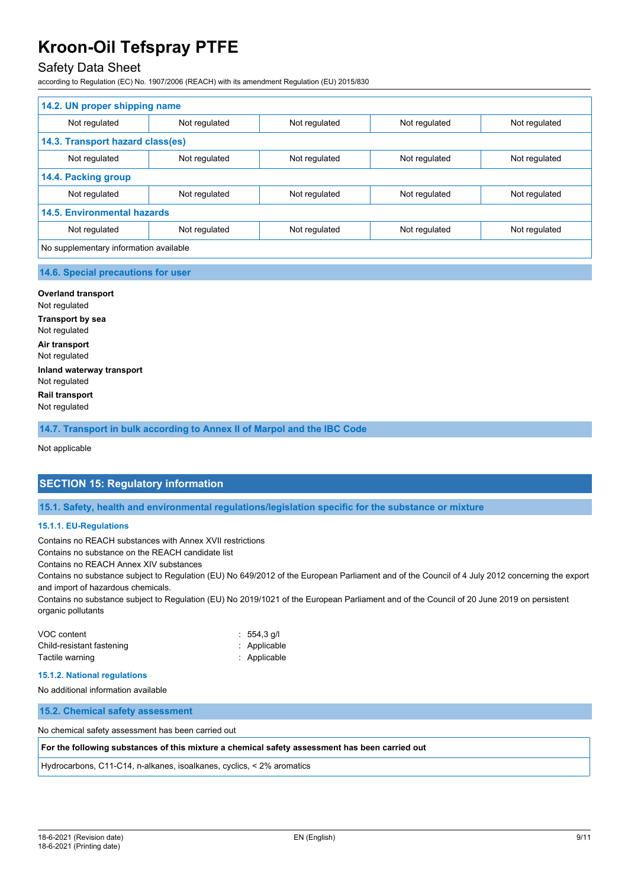| 14.2. UN proper shipping name | | | | |
|---|---|---|---|---|
| Not regulated | Not regulated | Not regulated | Not regulated | Not regulated |
| **14.3. Transport hazard class(es)** | | | | |
| Not regulated | Not regulated | Not regulated | Not regulated | Not regulated |
| **14.4. Packing group** | | | | |
| Not regulated | Not regulated | Not regulated | Not regulated | Not regulated |
| **14.5. Environmental hazards** | | | | |
| Not regulated | Not regulated | Not regulated | Not regulated | Not regulated |
| No supplementary information available | | | | |

### 14.6. Special precautions for user

**Overland transport**
Not regulated

**Transport by sea**
Not regulated

**Air transport**
Not regulated

**Inland waterway transport**
Not regulated

**Rail transport**
Not regulated

### 14.7. Transport in bulk according to Annex II of Marpol and the IBC Code

Not applicable

## SECTION 15: Regulatory information

### 15.1. Safety, health and environmental regulations/legislation specific for the substance or mixture

#### 15.1.1. EU-Regulations

Contains no REACH substances with Annex XVII restrictions
Contains no substance on the REACH candidate list
Contains no REACH Annex XIV substances
Contains no substance subject to Regulation (EU) No 649/2012 of the European Parliament and of the Council of 4 July 2012 concerning the export and import of hazardous chemicals.
Contains no substance subject to Regulation (EU) No 2019/1021 of the European Parliament and of the Council of 20 June 2019 on persistent organic pollutants

VOC content : 554,3 g/l
Child-resistant fastening : Applicable
Tactile warning : Applicable

#### 15.1.2. National regulations

No additional information available

### 15.2. Chemical safety assessment

No chemical safety assessment has been carried out

| For the following substances of this mixture a chemical safety assessment has been carried out |
|---|
| Hydrocarbons, C11-C14, n-alkanes, isoalkanes, cyclics, < 2% aromatics |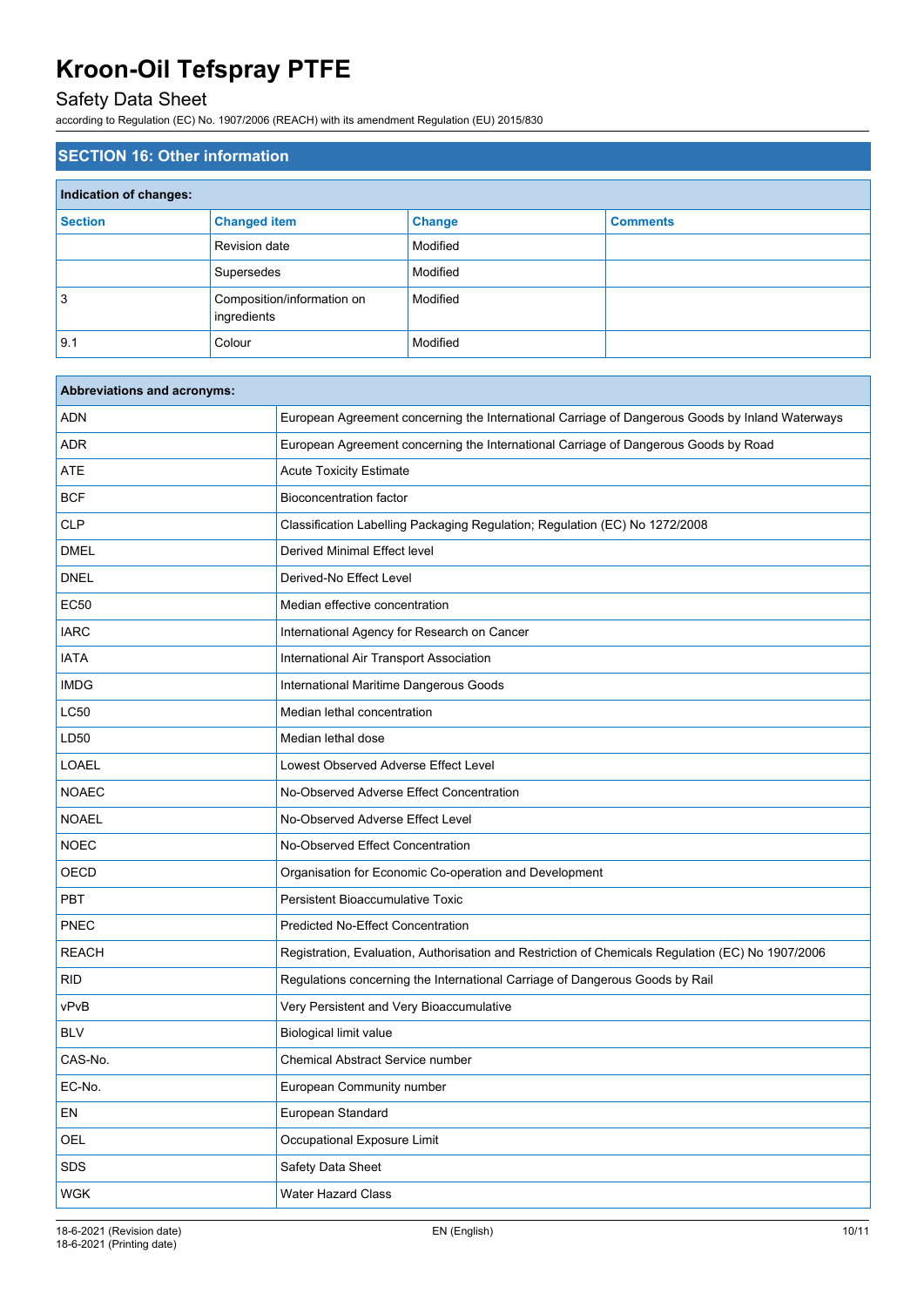## SECTION 16: Other information

| Indication of changes: | | | |
|---|---|---|---|
| **Section** | **Changed item** | **Change** | **Comments** |
| | Revision date | Modified | |
| | Supersedes | Modified | |
| 3 | Composition/information on ingredients | Modified | |
| 9.1 | Colour | Modified | |

| Abbreviations and acronyms: | |
|---|---|
| ADN | European Agreement concerning the International Carriage of Dangerous Goods by Inland Waterways |
| ADR | European Agreement concerning the International Carriage of Dangerous Goods by Road |
| ATE | Acute Toxicity Estimate |
| BCF | Bioconcentration factor |
| CLP | Classification Labelling Packaging Regulation; Regulation (EC) No 1272/2008 |
| DMEL | Derived Minimal Effect level |
| DNEL | Derived-No Effect Level |
| EC50 | Median effective concentration |
| IARC | International Agency for Research on Cancer |
| IATA | International Air Transport Association |
| IMDG | International Maritime Dangerous Goods |
| LC50 | Median lethal concentration |
| LD50 | Median lethal dose |
| LOAEL | Lowest Observed Adverse Effect Level |
| NOAEC | No-Observed Adverse Effect Concentration |
| NOAEL | No-Observed Adverse Effect Level |
| NOEC | No-Observed Effect Concentration |
| OECD | Organisation for Economic Co-operation and Development |
| PBT | Persistent Bioaccumulative Toxic |
| PNEC | Predicted No-Effect Concentration |
| REACH | Registration, Evaluation, Authorisation and Restriction of Chemicals Regulation (EC) No 1907/2006 |
| RID | Regulations concerning the International Carriage of Dangerous Goods by Rail |
| vPvB | Very Persistent and Very Bioaccumulative |
| BLV | Biological limit value |
| CAS-No. | Chemical Abstract Service number |
| EC-No. | European Community number |
| EN | European Standard |
| OEL | Occupational Exposure Limit |
| SDS | Safety Data Sheet |
| WGK | Water Hazard Class |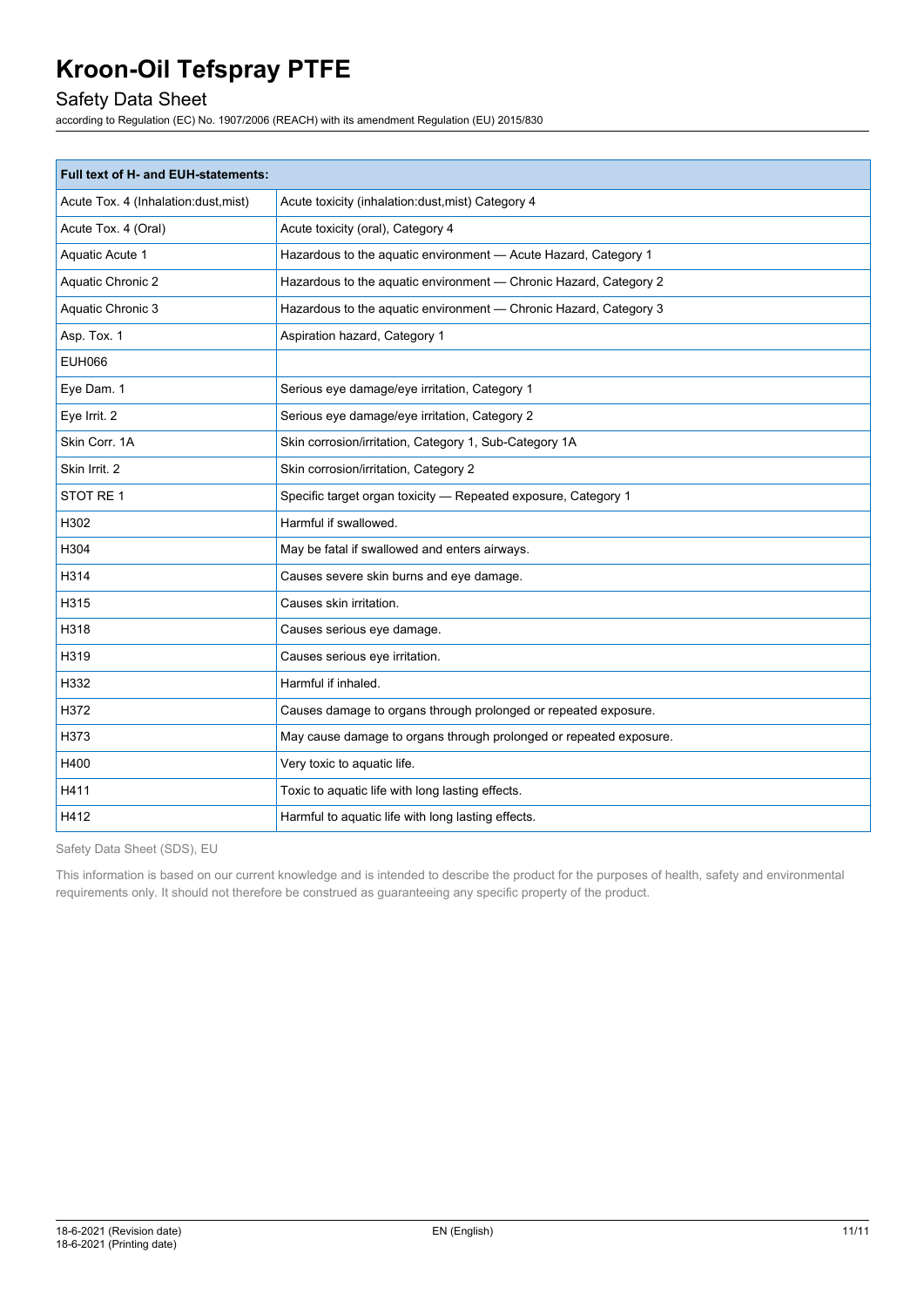| Full text of H- and EUH-statements: | |
|---|---|
| Acute Tox. 4 (Inhalation:dust,mist) | Acute toxicity (inhalation:dust,mist) Category 4 |
| Acute Tox. 4 (Oral) | Acute toxicity (oral), Category 4 |
| Aquatic Acute 1 | Hazardous to the aquatic environment — Acute Hazard, Category 1 |
| Aquatic Chronic 2 | Hazardous to the aquatic environment — Chronic Hazard, Category 2 |
| Aquatic Chronic 3 | Hazardous to the aquatic environment — Chronic Hazard, Category 3 |
| Asp. Tox. 1 | Aspiration hazard, Category 1 |
| EUH066 | |
| Eye Dam. 1 | Serious eye damage/eye irritation, Category 1 |
| Eye Irrit. 2 | Serious eye damage/eye irritation, Category 2 |
| Skin Corr. 1A | Skin corrosion/irritation, Category 1, Sub-Category 1A |
| Skin Irrit. 2 | Skin corrosion/irritation, Category 2 |
| STOT RE 1 | Specific target organ toxicity — Repeated exposure, Category 1 |
| H302 | Harmful if swallowed. |
| H304 | May be fatal if swallowed and enters airways. |
| H314 | Causes severe skin burns and eye damage. |
| H315 | Causes skin irritation. |
| H318 | Causes serious eye damage. |
| H319 | Causes serious eye irritation. |
| H332 | Harmful if inhaled. |
| H372 | Causes damage to organs through prolonged or repeated exposure. |
| H373 | May cause damage to organs through prolonged or repeated exposure. |
| H400 | Very toxic to aquatic life. |
| H411 | Toxic to aquatic life with long lasting effects. |
| H412 | Harmful to aquatic life with long lasting effects. |

Safety Data Sheet (SDS), EU

This information is based on our current knowledge and is intended to describe the product for the purposes of health, safety and environmental requirements only. It should not therefore be construed as guaranteeing any specific property of the product.